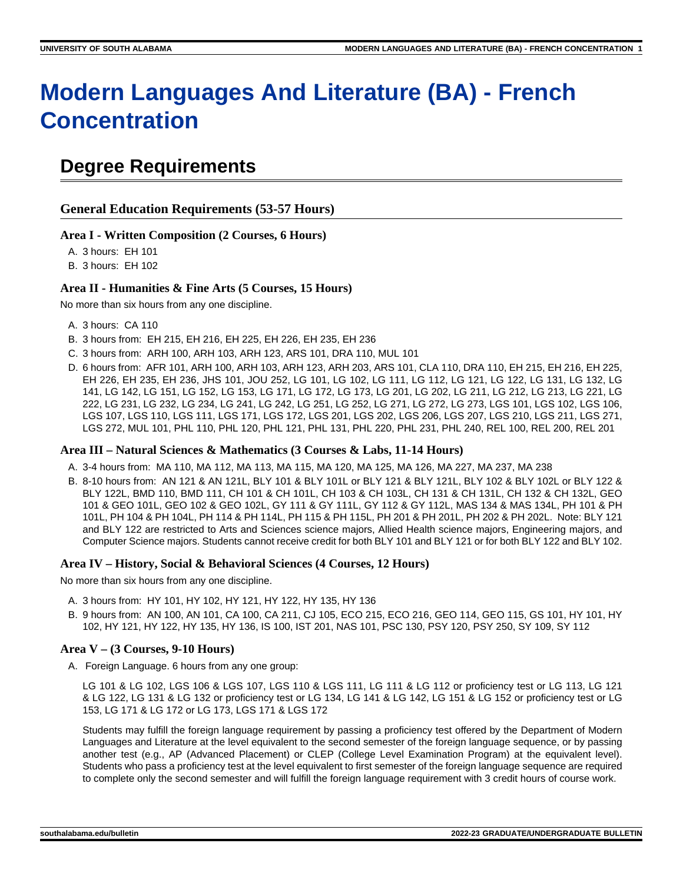# Modern Languages And Literature (BA) - French Concentration

## Degree Requirements

### General Education Requirements (53-57 Hours)

#### Area I - Written Composition (2 Courses, 6 Hours)

A. 3 hours: EH 101
B. 3 hours: EH 102

#### Area II - Humanities & Fine Arts (5 Courses, 15 Hours)

No more than six hours from any one discipline.

A. 3 hours: CA 110
B. 3 hours from: EH 215, EH 216, EH 225, EH 226, EH 235, EH 236
C. 3 hours from: ARH 100, ARH 103, ARH 123, ARS 101, DRA 110, MUL 101
D. 6 hours from: AFR 101, ARH 100, ARH 103, ARH 123, ARH 203, ARS 101, CLA 110, DRA 110, EH 215, EH 216, EH 225, EH 226, EH 235, EH 236, JHS 101, JOU 252, LG 101, LG 102, LG 111, LG 112, LG 121, LG 122, LG 131, LG 132, LG 141, LG 142, LG 151, LG 152, LG 153, LG 171, LG 172, LG 173, LG 201, LG 202, LG 211, LG 212, LG 213, LG 221, LG 222, LG 231, LG 232, LG 234, LG 241, LG 242, LG 251, LG 252, LG 271, LG 272, LG 273, LGS 101, LGS 102, LGS 106, LGS 107, LGS 110, LGS 111, LGS 171, LGS 172, LGS 201, LGS 202, LGS 206, LGS 207, LGS 210, LGS 211, LGS 271, LGS 272, MUL 101, PHL 110, PHL 120, PHL 121, PHL 131, PHL 220, PHL 231, PHL 240, REL 100, REL 200, REL 201

#### Area III – Natural Sciences & Mathematics (3 Courses & Labs, 11-14 Hours)

A. 3-4 hours from: MA 110, MA 112, MA 113, MA 115, MA 120, MA 125, MA 126, MA 227, MA 237, MA 238
B. 8-10 hours from: AN 121 & AN 121L, BLY 101 & BLY 101L or BLY 121 & BLY 121L, BLY 102 & BLY 102L or BLY 122 & BLY 122L, BMD 110, BMD 111, CH 101 & CH 101L, CH 103 & CH 103L, CH 131 & CH 131L, CH 132 & CH 132L, GEO 101 & GEO 101L, GEO 102 & GEO 102L, GY 111 & GY 111L, GY 112 & GY 112L, MAS 134 & MAS 134L, PH 101 & PH 101L, PH 104 & PH 104L, PH 114 & PH 114L, PH 115 & PH 115L, PH 201 & PH 201L, PH 202 & PH 202L. Note: BLY 121 and BLY 122 are restricted to Arts and Sciences science majors, Allied Health science majors, Engineering majors, and Computer Science majors. Students cannot receive credit for both BLY 101 and BLY 121 or for both BLY 122 and BLY 102.

#### Area IV – History, Social & Behavioral Sciences (4 Courses, 12 Hours)

No more than six hours from any one discipline.

A. 3 hours from: HY 101, HY 102, HY 121, HY 122, HY 135, HY 136
B. 9 hours from: AN 100, AN 101, CA 100, CA 211, CJ 105, ECO 215, ECO 216, GEO 114, GEO 115, GS 101, HY 101, HY 102, HY 121, HY 122, HY 135, HY 136, IS 100, IST 201, NAS 101, PSC 130, PSY 120, PSY 250, SY 109, SY 112

#### Area V – (3 Courses, 9-10 Hours)

A. Foreign Language. 6 hours from any one group:

   LG 101 & LG 102, LGS 106 & LGS 107, LGS 110 & LGS 111, LG 111 & LG 112 or proficiency test or LG 113, LG 121 & LG 122, LG 131 & LG 132 or proficiency test or LG 134, LG 141 & LG 142, LG 151 & LG 152 or proficiency test or LG 153, LG 171 & LG 172 or LG 173, LGS 171 & LGS 172

   Students may fulfill the foreign language requirement by passing a proficiency test offered by the Department of Modern Languages and Literature at the level equivalent to the second semester of the foreign language sequence, or by passing another test (e.g., AP (Advanced Placement) or CLEP (College Level Examination Program) at the equivalent level). Students who pass a proficiency test at the level equivalent to first semester of the foreign language sequence are required to complete only the second semester and will fulfill the foreign language requirement with 3 credit hours of course work.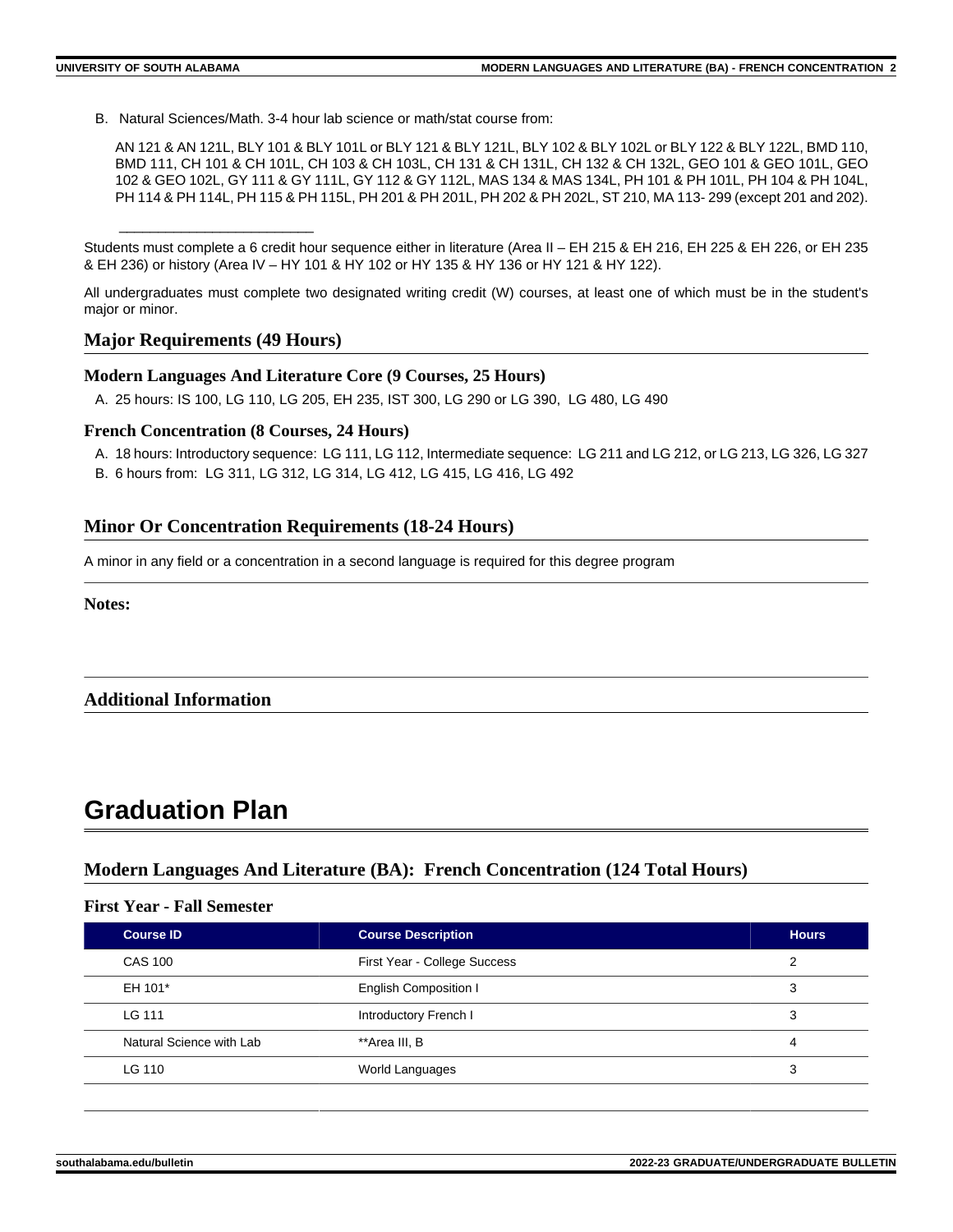B. Natural Sciences/Math. 3-4 hour lab science or math/stat course from:

AN 121 & AN 121L, BLY 101 & BLY 101L or BLY 121 & BLY 121L, BLY 102 & BLY 102L or BLY 122 & BLY 122L, BMD 110, BMD 111, CH 101 & CH 101L, CH 103 & CH 103L, CH 131 & CH 131L, CH 132 & CH 132L, GEO 101 & GEO 101L, GEO 102 & GEO 102L, GY 111 & GY 111L, GY 112 & GY 112L, MAS 134 & MAS 134L, PH 101 & PH 101L, PH 104 & PH 104L, PH 114 & PH 114L, PH 115 & PH 115L, PH 201 & PH 201L, PH 202 & PH 202L, ST 210, MA 113- 299 (except 201 and 202).

\_\_\_\_\_\_\_\_\_\_\_\_\_\_\_\_\_\_\_\_\_\_\_\_\_\_

Students must complete a 6 credit hour sequence either in literature (Area II – EH 215 & EH 216, EH 225 & EH 226, or EH 235 & EH 236) or history (Area IV – HY 101 & HY 102 or HY 135 & HY 136 or HY 121 & HY 122).

All undergraduates must complete two designated writing credit (W) courses, at least one of which must be in the student's major or minor.

## Major Requirements (49 Hours)

### Modern Languages And Literature Core (9 Courses, 25 Hours)

A. 25 hours: IS 100, LG 110, LG 205, EH 235, IST 300, LG 290 or LG 390, LG 480, LG 490

### French Concentration (8 Courses, 24 Hours)

A. 18 hours: Introductory sequence: LG 111, LG 112, Intermediate sequence: LG 211 and LG 212, or LG 213, LG 326, LG 327

B. 6 hours from: LG 311, LG 312, LG 314, LG 412, LG 415, LG 416, LG 492

## Minor Or Concentration Requirements (18-24 Hours)

A minor in any field or a concentration in a second language is required for this degree program

## Notes:

## Additional Information

# Graduation Plan

## Modern Languages And Literature (BA): French Concentration (124 Total Hours)

### First Year - Fall Semester

| Course ID | Course Description | Hours |
|---|---|---|
| CAS 100 | First Year - College Success | 2 |
| EH 101* | English Composition I | 3 |
| LG 111 | Introductory French I | 3 |
| Natural Science with Lab | **Area III, B | 4 |
| LG 110 | World Languages | 3 |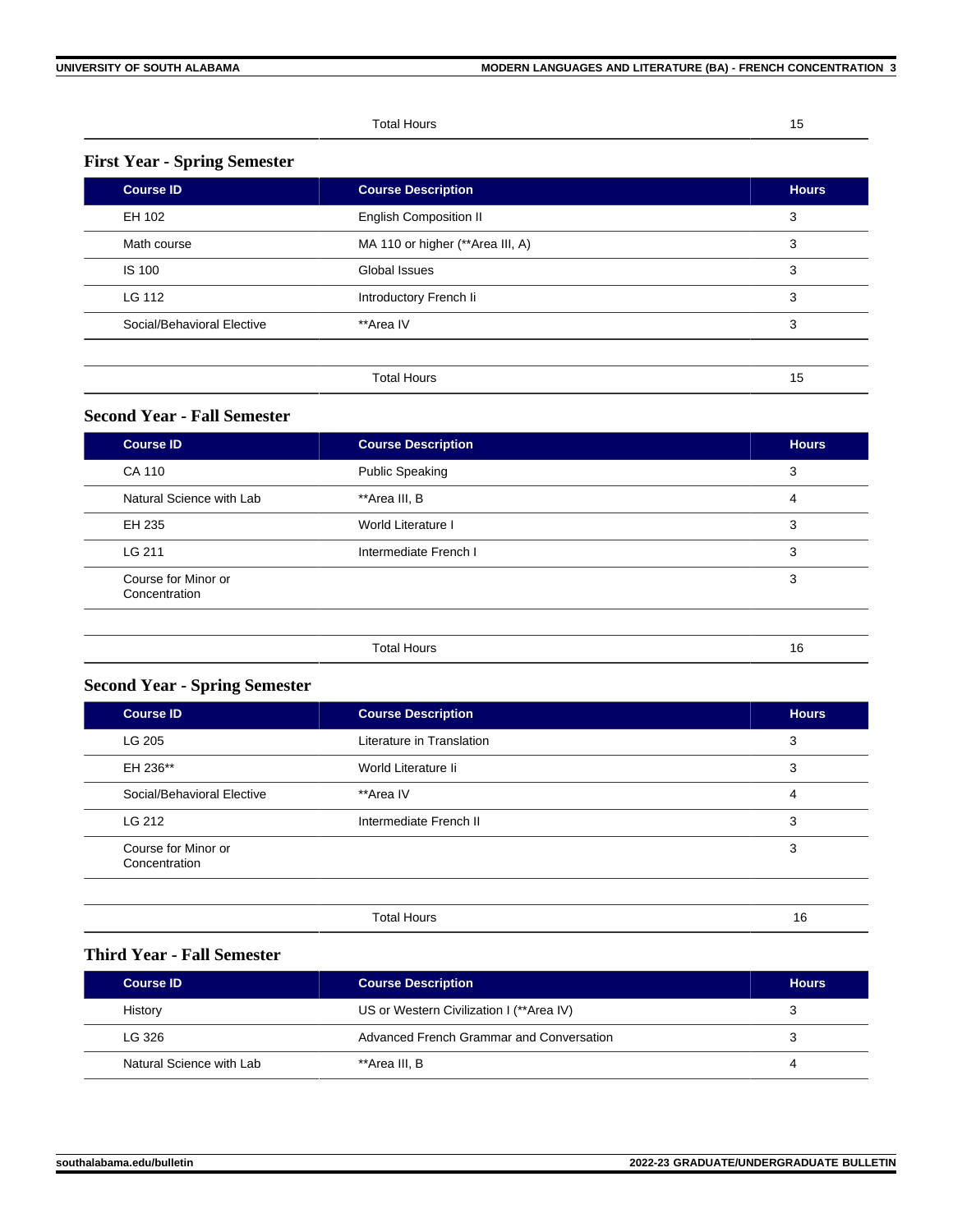| | Total Hours | 15 |
|---|---|---|

### First Year - Spring Semester

| Course ID | Course Description | Hours |
|---|---|---|
| EH 102 | English Composition II | 3 |
| Math course | MA 110 or higher (**Area III, A) | 3 |
| IS 100 | Global Issues | 3 |
| LG 112 | Introductory French Ii | 3 |
| Social/Behavioral Elective | **Area IV | 3 |
| | | |
| | Total Hours | 15 |

### Second Year - Fall Semester

| Course ID | Course Description | Hours |
|---|---|---|
| CA 110 | Public Speaking | 3 |
| Natural Science with Lab | **Area III, B | 4 |
| EH 235 | World Literature I | 3 |
| LG 211 | Intermediate French I | 3 |
| Course for Minor or Concentration | | 3 |
| | | |
| | Total Hours | 16 |

### Second Year - Spring Semester

| Course ID | Course Description | Hours |
|---|---|---|
| LG 205 | Literature in Translation | 3 |
| EH 236** | World Literature Ii | 3 |
| Social/Behavioral Elective | **Area IV | 4 |
| LG 212 | Intermediate French II | 3 |
| Course for Minor or Concentration | | 3 |
| | | |
| | Total Hours | 16 |

### Third Year - Fall Semester

| Course ID | Course Description | Hours |
|---|---|---|
| History | US or Western Civilization I (**Area IV) | 3 |
| LG 326 | Advanced French Grammar and Conversation | 3 |
| Natural Science with Lab | **Area III, B | 4 |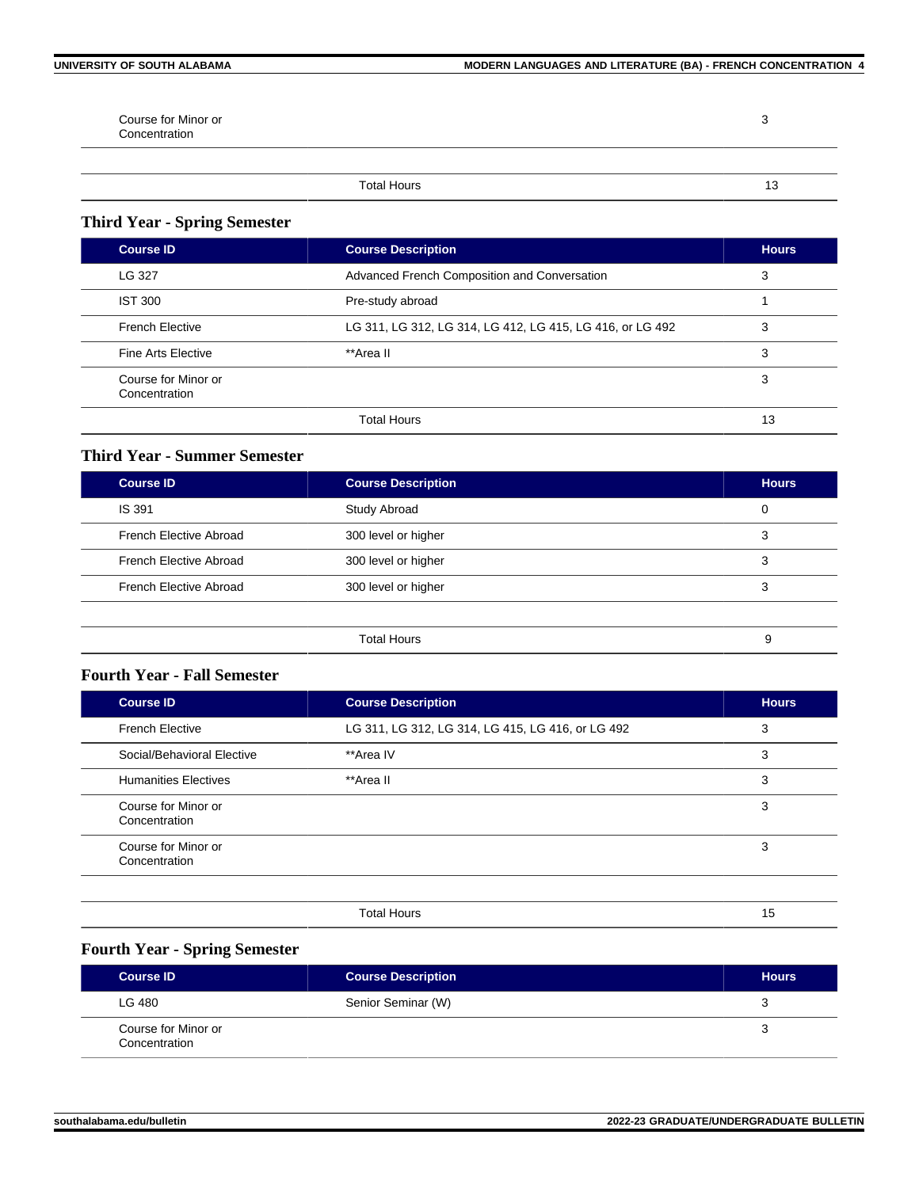| | | |
|---|---|---|
| Course for Minor or Concentration | | 3 |
| | | |
| | Total Hours | 13 |

### Third Year - Spring Semester

| Course ID | Course Description | Hours |
|---|---|---|
| LG 327 | Advanced French Composition and Conversation | 3 |
| IST 300 | Pre-study abroad | 1 |
| French Elective | LG 311, LG 312, LG 314, LG 412, LG 415, LG 416, or LG 492 | 3 |
| Fine Arts Elective | **Area II | 3 |
| Course for Minor or Concentration | | 3 |
| | Total Hours | 13 |

### Third Year - Summer Semester

| Course ID | Course Description | Hours |
|---|---|---|
| IS 391 | Study Abroad | 0 |
| French Elective Abroad | 300 level or higher | 3 |
| French Elective Abroad | 300 level or higher | 3 |
| French Elective Abroad | 300 level or higher | 3 |
| | | |
| | Total Hours | 9 |

### Fourth Year - Fall Semester

| Course ID | Course Description | Hours |
|---|---|---|
| French Elective | LG 311, LG 312, LG 314, LG 415, LG 416, or LG 492 | 3 |
| Social/Behavioral Elective | **Area IV | 3 |
| Humanities Electives | **Area II | 3 |
| Course for Minor or Concentration | | 3 |
| Course for Minor or Concentration | | 3 |
| | | |
| | Total Hours | 15 |

### Fourth Year - Spring Semester

| Course ID | Course Description | Hours |
|---|---|---|
| LG 480 | Senior Seminar (W) | 3 |
| Course for Minor or Concentration | | 3 |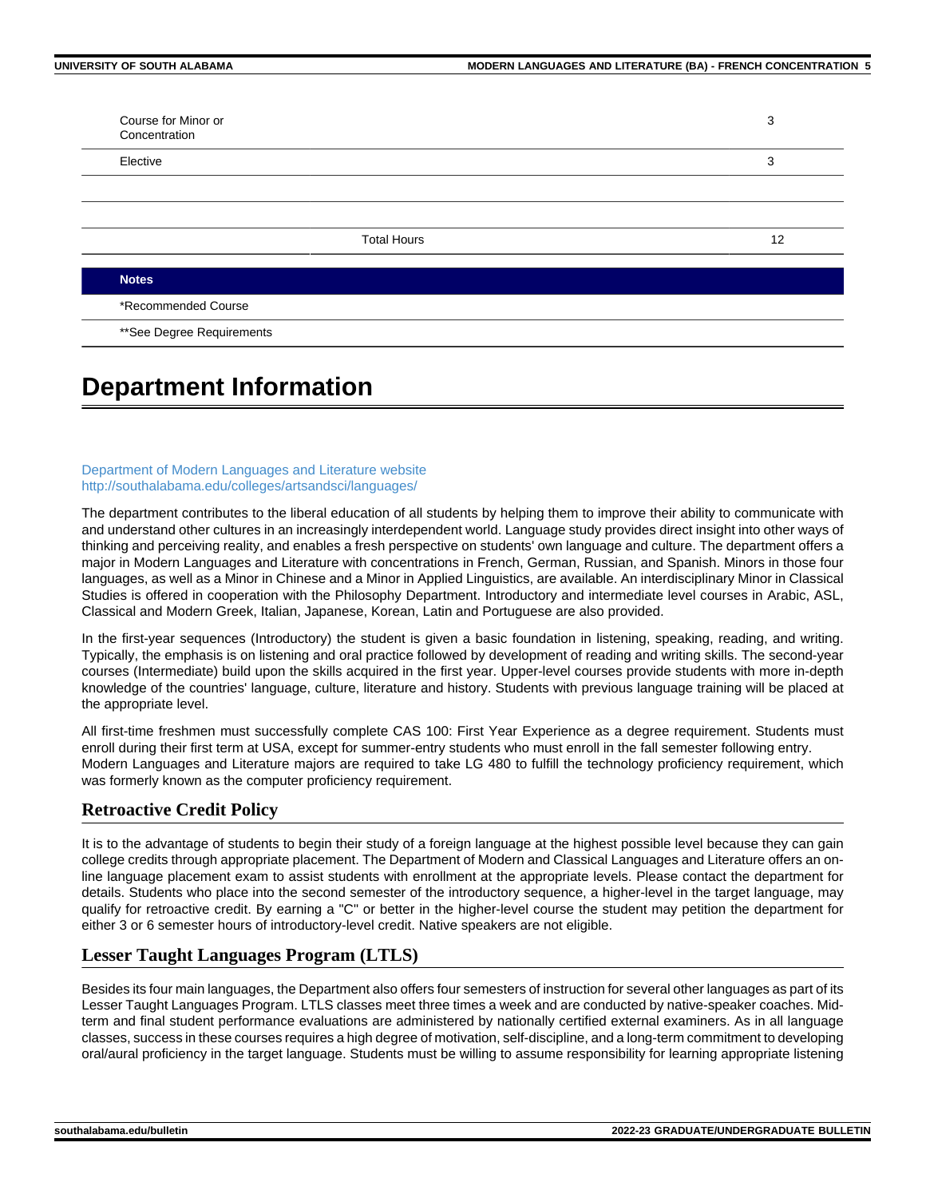| | | |
|---|---|---|
| Course for Minor or Concentration | | 3 |
| Elective | | 3 |
| | | |
| | | |
| | Total Hours | 12 |

| Notes |
|---|
| *Recommended Course |
| **See Degree Requirements |

# Department Information

Department of Modern Languages and Literature website
http://southalabama.edu/colleges/artsandsci/languages/

The department contributes to the liberal education of all students by helping them to improve their ability to communicate with and understand other cultures in an increasingly interdependent world. Language study provides direct insight into other ways of thinking and perceiving reality, and enables a fresh perspective on students' own language and culture. The department offers a major in Modern Languages and Literature with concentrations in French, German, Russian, and Spanish. Minors in those four languages, as well as a Minor in Chinese and a Minor in Applied Linguistics, are available. An interdisciplinary Minor in Classical Studies is offered in cooperation with the Philosophy Department. Introductory and intermediate level courses in Arabic, ASL, Classical and Modern Greek, Italian, Japanese, Korean, Latin and Portuguese are also provided.

In the first-year sequences (Introductory) the student is given a basic foundation in listening, speaking, reading, and writing. Typically, the emphasis is on listening and oral practice followed by development of reading and writing skills. The second-year courses (Intermediate) build upon the skills acquired in the first year. Upper-level courses provide students with more in-depth knowledge of the countries' language, culture, literature and history. Students with previous language training will be placed at the appropriate level.

All first-time freshmen must successfully complete CAS 100: First Year Experience as a degree requirement. Students must enroll during their first term at USA, except for summer-entry students who must enroll in the fall semester following entry.
Modern Languages and Literature majors are required to take LG 480 to fulfill the technology proficiency requirement, which was formerly known as the computer proficiency requirement.

## Retroactive Credit Policy

It is to the advantage of students to begin their study of a foreign language at the highest possible level because they can gain college credits through appropriate placement. The Department of Modern and Classical Languages and Literature offers an on-line language placement exam to assist students with enrollment at the appropriate levels. Please contact the department for details. Students who place into the second semester of the introductory sequence, a higher-level in the target language, may qualify for retroactive credit. By earning a "C" or better in the higher-level course the student may petition the department for either 3 or 6 semester hours of introductory-level credit. Native speakers are not eligible.

## Lesser Taught Languages Program (LTLS)

Besides its four main languages, the Department also offers four semesters of instruction for several other languages as part of its Lesser Taught Languages Program. LTLS classes meet three times a week and are conducted by native-speaker coaches. Mid-term and final student performance evaluations are administered by nationally certified external examiners. As in all language classes, success in these courses requires a high degree of motivation, self-discipline, and a long-term commitment to developing oral/aural proficiency in the target language. Students must be willing to assume responsibility for learning appropriate listening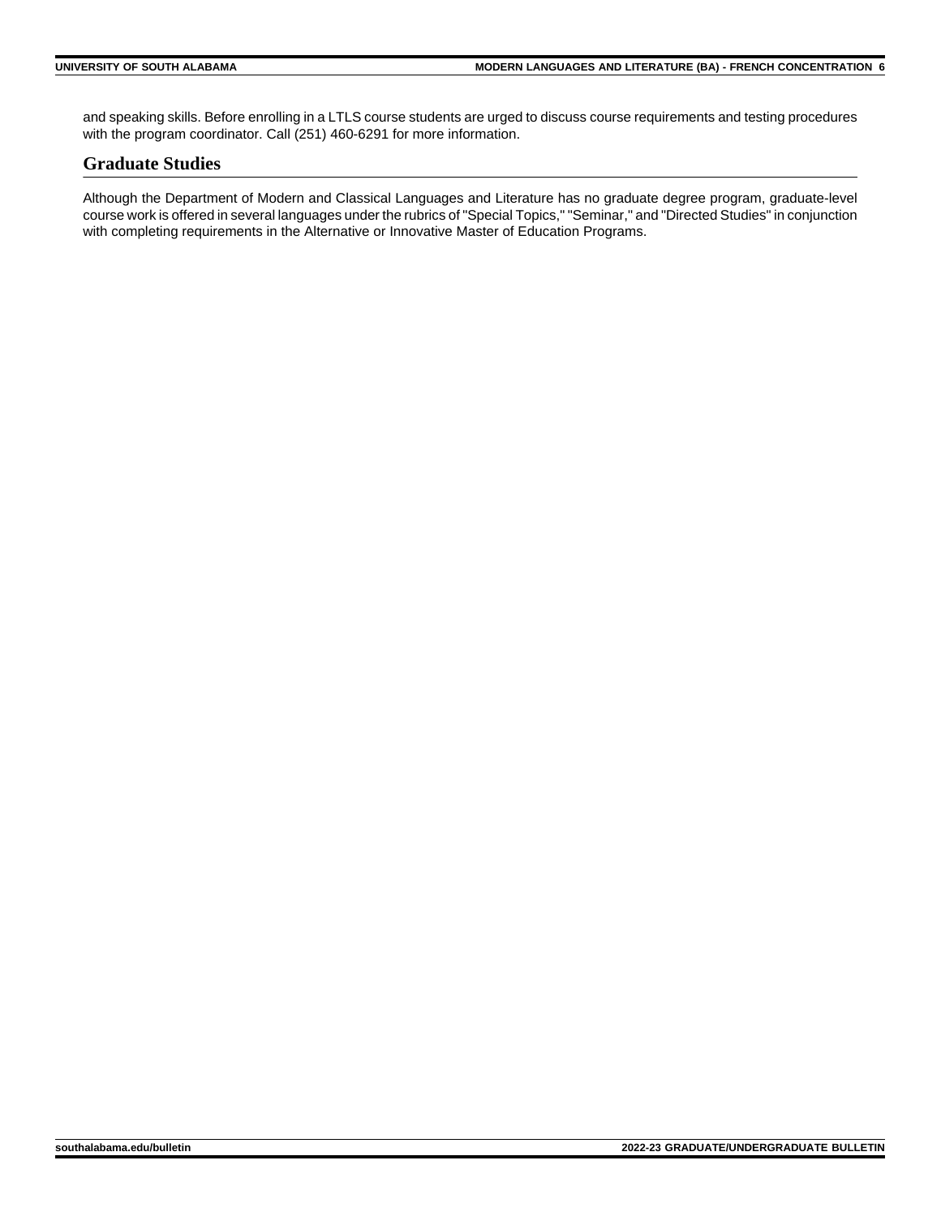and speaking skills. Before enrolling in a LTLS course students are urged to discuss course requirements and testing procedures with the program coordinator. Call (251) 460-6291 for more information.

## Graduate Studies

Although the Department of Modern and Classical Languages and Literature has no graduate degree program, graduate-level course work is offered in several languages under the rubrics of "Special Topics," "Seminar," and "Directed Studies" in conjunction with completing requirements in the Alternative or Innovative Master of Education Programs.